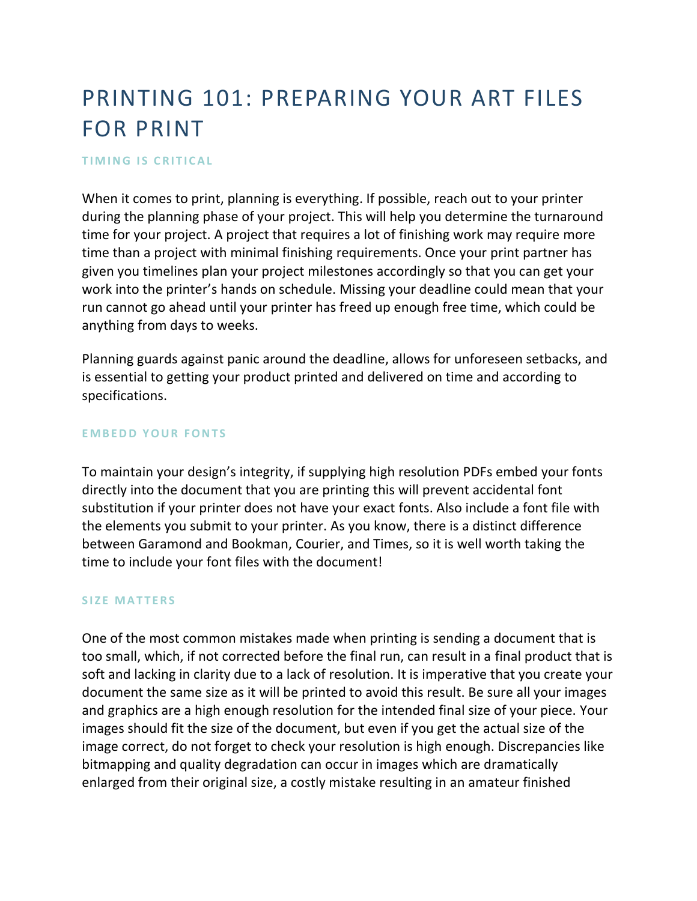# PRINTING 101: PREPARING YOUR ART FILES FOR PRINT

### TIMING IS CRITICAL

When it comes to print, planning is everything. If possible, reach out to your printer during the planning phase of your project. This will help you determine the turnaround time for your project. A project that requires a lot of finishing work may require more time than a project with minimal finishing requirements. Once your print partner has given you timelines plan your project milestones accordingly so that you can get your work into the printer's hands on schedule. Missing your deadline could mean that your run cannot go ahead until your printer has freed up enough free time, which could be anything from days to weeks.

Planning guards against panic around the deadline, allows for unforeseen setbacks, and is essential to getting your product printed and delivered on time and according to specifications.

### EMBEDD YOUR FONTS

To maintain your design's integrity, if supplying high resolution PDFs embed your fonts directly into the document that you are printing this will prevent accidental font substitution if your printer does not have your exact fonts. Also include a font file with the elements you submit to your printer. As you know, there is a distinct difference between Garamond and Bookman, Courier, and Times, so it is well worth taking the time to include your font files with the document!

### SIZE MATTERS

One of the most common mistakes made when printing is sending a document that is too small, which, if not corrected before the final run, can result in a final product that is soft and lacking in clarity due to a lack of resolution. It is imperative that you create your document the same size as it will be printed to avoid this result. Be sure all your images and graphics are a high enough resolution for the intended final size of your piece. Your images should fit the size of the document, but even if you get the actual size of the image correct, do not forget to check your resolution is high enough. Discrepancies like bitmapping and quality degradation can occur in images which are dramatically enlarged from their original size, a costly mistake resulting in an amateur finished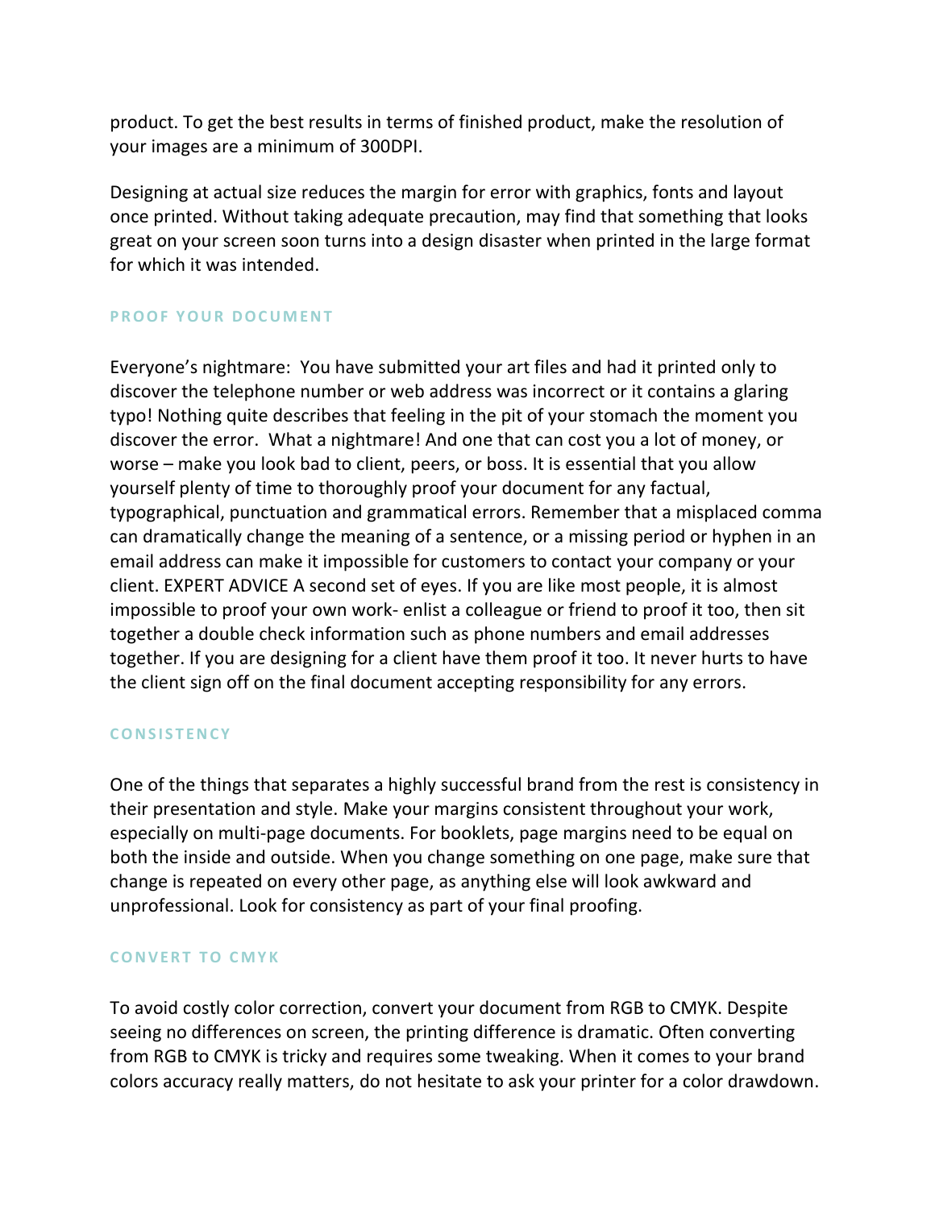product. To get the best results in terms of finished product, make the resolution of your images are a minimum of 300DPI.

Designing at actual size reduces the margin for error with graphics, fonts and layout once printed. Without taking adequate precaution, may find that something that looks great on your screen soon turns into a design disaster when printed in the large format for which it was intended.

### PROOF YOUR DOCUMENT

Everyone's nightmare: You have submitted your art files and had it printed only to discover the telephone number or web address was incorrect or it contains a glaring typo! Nothing quite describes that feeling in the pit of your stomach the moment you discover the error. What a nightmare! And one that can cost you a lot of money, or worse – make you look bad to client, peers, or boss. It is essential that you allow yourself plenty of time to thoroughly proof your document for any factual, typographical, punctuation and grammatical errors. Remember that a misplaced comma can dramatically change the meaning of a sentence, or a missing period or hyphen in an email address can make it impossible for customers to contact your company or your client. EXPERT ADVICE A second set of eyes. If you are like most people, it is almost impossible to proof your own work- enlist a colleague or friend to proof it too, then sit together a double check information such as phone numbers and email addresses together. If you are designing for a client have them proof it too. It never hurts to have the client sign off on the final document accepting responsibility for any errors.

### CONSISTENCY

One of the things that separates a highly successful brand from the rest is consistency in their presentation and style. Make your margins consistent throughout your work, especially on multi-page documents. For booklets, page margins need to be equal on both the inside and outside. When you change something on one page, make sure that change is repeated on every other page, as anything else will look awkward and unprofessional. Look for consistency as part of your final proofing.

### CONVERT TO CMYK

To avoid costly color correction, convert your document from RGB to CMYK. Despite seeing no differences on screen, the printing difference is dramatic. Often converting from RGB to CMYK is tricky and requires some tweaking. When it comes to your brand colors accuracy really matters, do not hesitate to ask your printer for a color drawdown.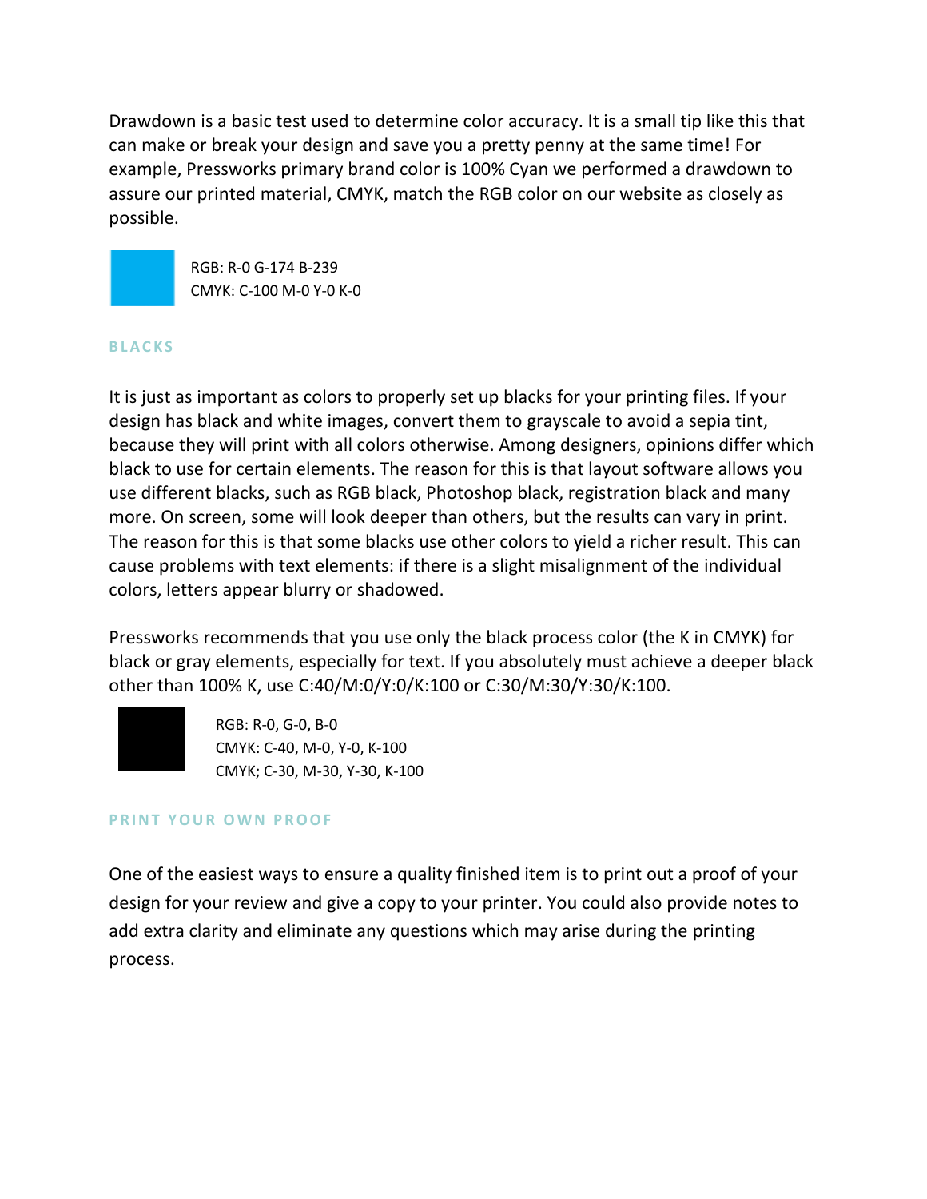Drawdown is a basic test used to determine color accuracy. It is a small tip like this that can make or break your design and save you a pretty penny at the same time! For example, Pressworks primary brand color is 100% Cyan we performed a drawdown to assure our printed material, CMYK, match the RGB color on our website as closely as possible.

RGB: R-0 G-174 B-239
CMYK: C-100 M-0 Y-0 K-0

## BLACKS

It is just as important as colors to properly set up blacks for your printing files. If your design has black and white images, convert them to grayscale to avoid a sepia tint, because they will print with all colors otherwise. Among designers, opinions differ which black to use for certain elements. The reason for this is that layout software allows you use different blacks, such as RGB black, Photoshop black, registration black and many more. On screen, some will look deeper than others, but the results can vary in print. The reason for this is that some blacks use other colors to yield a richer result. This can cause problems with text elements: if there is a slight misalignment of the individual colors, letters appear blurry or shadowed.

Pressworks recommends that you use only the black process color (the K in CMYK) for black or gray elements, especially for text. If you absolutely must achieve a deeper black other than 100% K, use C:40/M:0/Y:0/K:100 or C:30/M:30/Y:30/K:100.

RGB: R-0, G-0, B-0
CMYK: C-40, M-0, Y-0, K-100
CMYK; C-30, M-30, Y-30, K-100

## PRINT YOUR OWN PROOF

One of the easiest ways to ensure a quality finished item is to print out a proof of your design for your review and give a copy to your printer. You could also provide notes to add extra clarity and eliminate any questions which may arise during the printing process.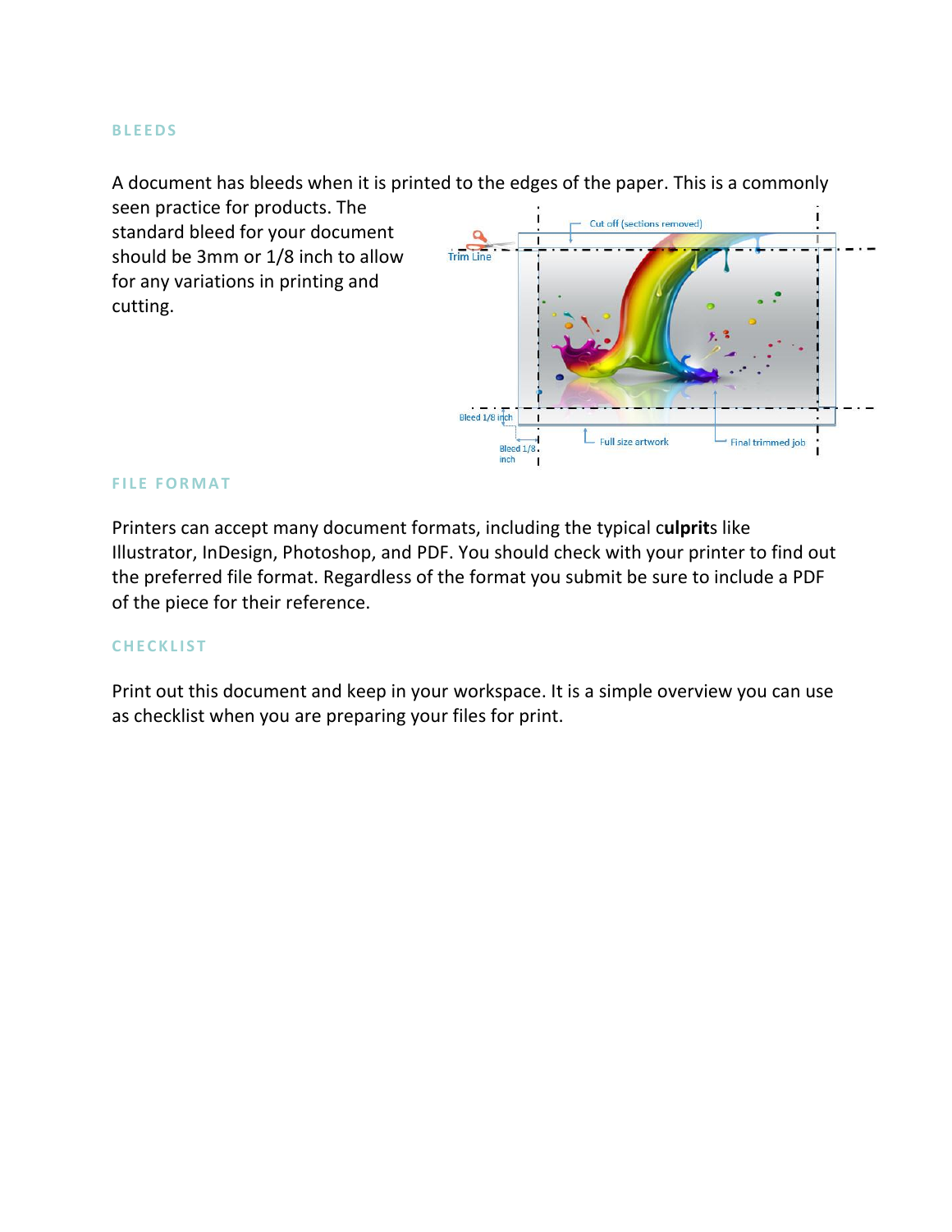## BLEEDS

A document has bleeds when it is printed to the edges of the paper. This is a commonly seen practice for products. The standard bleed for your document should be 3mm or 1/8 inch to allow for any variations in printing and cutting.

Trim Line

Cut off (sections removed)

Bleed 1/8 inch

Bleed 1/8 inch

Full size artwork

Final trimmed job

## FILE FORMAT

Printers can accept many document formats, including the typical c**ulprit**s like Illustrator, InDesign, Photoshop, and PDF. You should check with your printer to find out the preferred file format. Regardless of the format you submit be sure to include a PDF of the piece for their reference.

## CHECKLIST

Print out this document and keep in your workspace. It is a simple overview you can use as checklist when you are preparing your files for print.